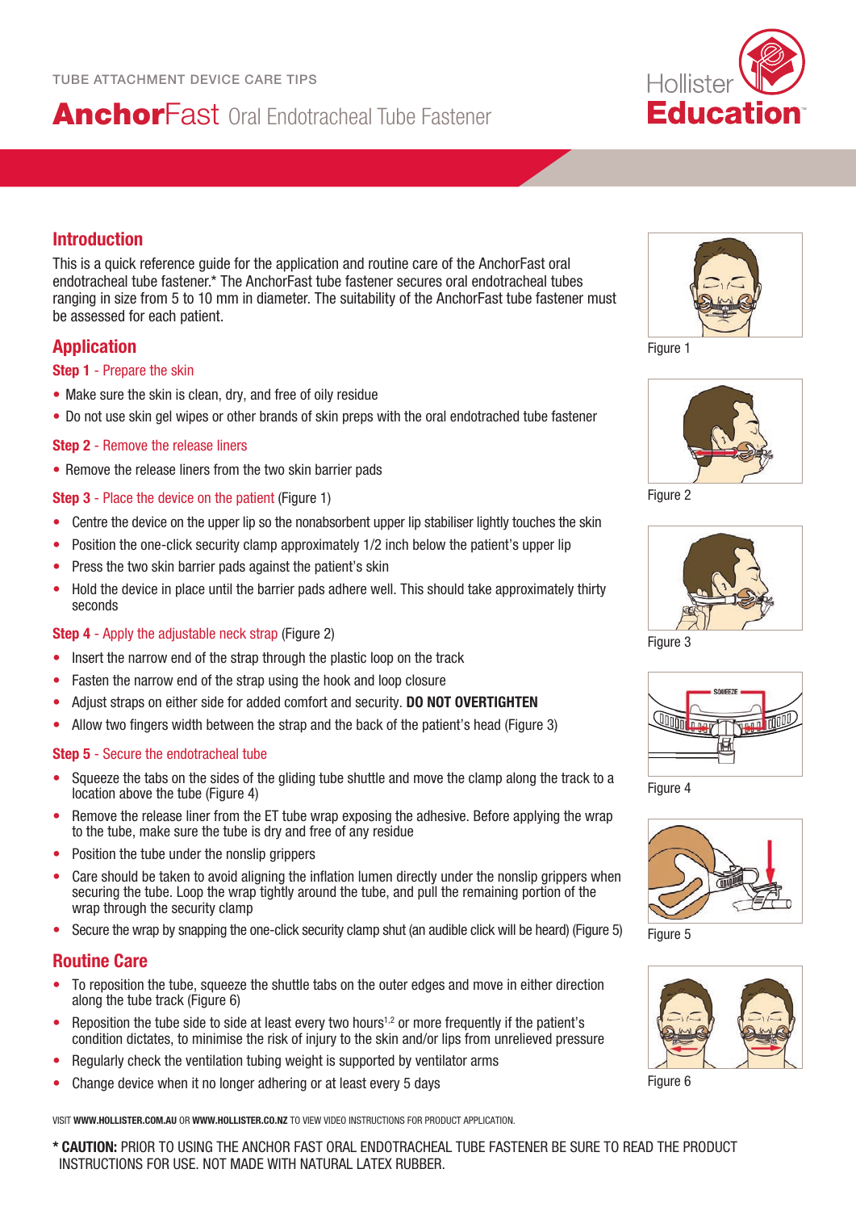TUBE ATTACHMENT DEVICE CARE TIPS

# AnchorFast Oral Endotracheal Tube Fastener

Hollister Education

## Introduction

This is a quick reference guide for the application and routine care of the AnchorFast oral endotracheal tube fastener.* The AnchorFast tube fastener secures oral endotracheal tubes ranging in size from 5 to 10 mm in diameter. The suitability of the AnchorFast tube fastener must be assessed for each patient.

## Application

### Step 1 - Prepare the skin

- Make sure the skin is clean, dry, and free of oily residue
- Do not use skin gel wipes or other brands of skin preps with the oral endotrached tube fastener

### Step 2 - Remove the release liners

- Remove the release liners from the two skin barrier pads

### Step 3 - Place the device on the patient (Figure 1)

- Centre the device on the upper lip so the nonabsorbent upper lip stabiliser lightly touches the skin
- Position the one-click security clamp approximately 1/2 inch below the patient's upper lip
- Press the two skin barrier pads against the patient's skin
- Hold the device in place until the barrier pads adhere well. This should take approximately thirty seconds

### Step 4 - Apply the adjustable neck strap (Figure 2)

- Insert the narrow end of the strap through the plastic loop on the track
- Fasten the narrow end of the strap using the hook and loop closure
- Adjust straps on either side for added comfort and security. **DO NOT OVERTIGHTEN**
- Allow two fingers width between the strap and the back of the patient's head (Figure 3)

### Step 5 - Secure the endotracheal tube

- Squeeze the tabs on the sides of the gliding tube shuttle and move the clamp along the track to a location above the tube (Figure 4)
- Remove the release liner from the ET tube wrap exposing the adhesive. Before applying the wrap to the tube, make sure the tube is dry and free of any residue
- Position the tube under the nonslip grippers
- Care should be taken to avoid aligning the inflation lumen directly under the nonslip grippers when securing the tube. Loop the wrap tightly around the tube, and pull the remaining portion of the wrap through the security clamp
- Secure the wrap by snapping the one-click security clamp shut (an audible click will be heard) (Figure 5)

## Routine Care

- To reposition the tube, squeeze the shuttle tabs on the outer edges and move in either direction along the tube track (Figure 6)
- Reposition the tube side to side at least every two hours[1,2] or more frequently if the patient's condition dictates, to minimise the risk of injury to the skin and/or lips from unrelieved pressure
- Regularly check the ventilation tubing weight is supported by ventilator arms
- Change device when it no longer adhering or at least every 5 days

Figure 1

Figure 2

Figure 3

Figure 4

Figure 5

Figure 6

VISIT **WWW.HOLLISTER.COM.AU** OR **WWW.HOLLISTER.CO.NZ** TO VIEW VIDEO INSTRUCTIONS FOR PRODUCT APPLICATION.

**\* CAUTION:** PRIOR TO USING THE ANCHOR FAST ORAL ENDOTRACHEAL TUBE FASTENER BE SURE TO READ THE PRODUCT INSTRUCTIONS FOR USE. NOT MADE WITH NATURAL LATEX RUBBER.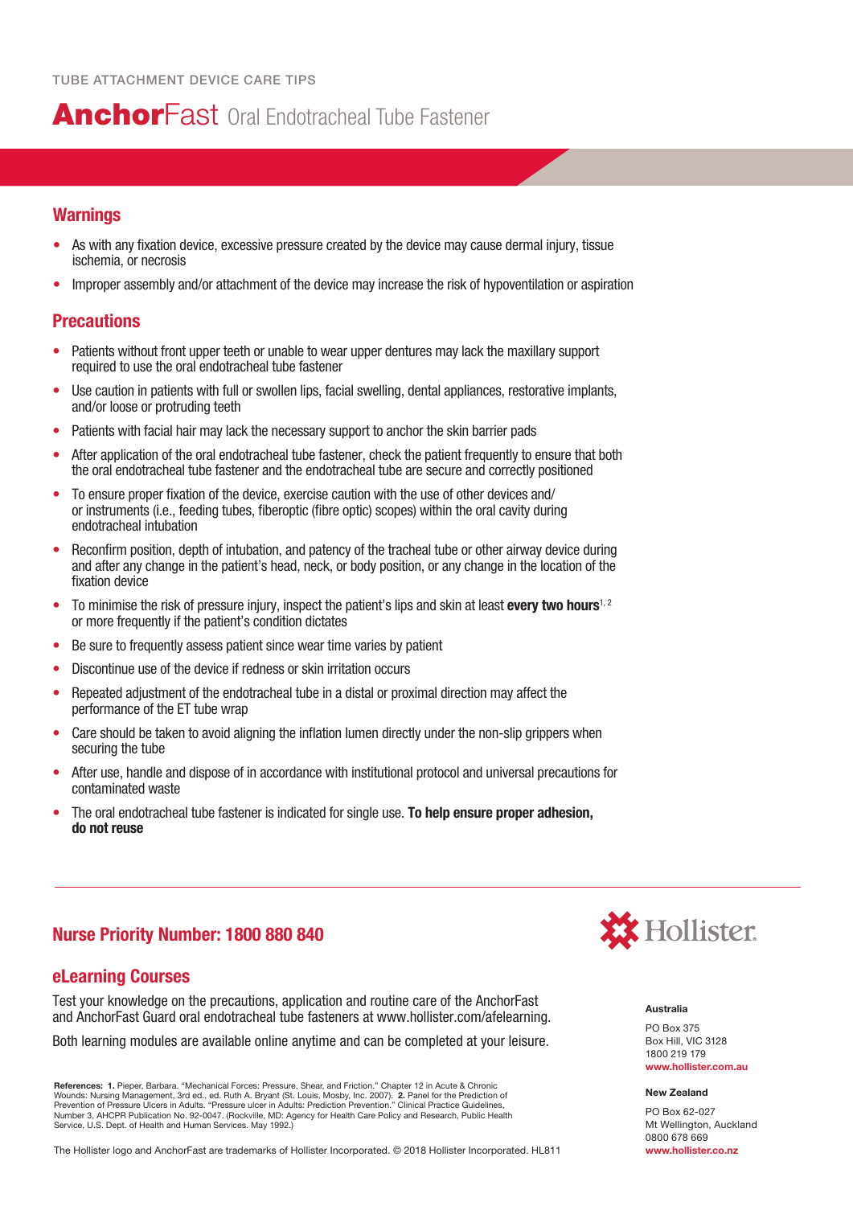TUBE ATTACHMENT DEVICE CARE TIPS

# **Anchor**Fast Oral Endotracheal Tube Fastener

## Warnings

- As with any fixation device, excessive pressure created by the device may cause dermal injury, tissue ischemia, or necrosis
- Improper assembly and/or attachment of the device may increase the risk of hypoventilation or aspiration

## Precautions

- Patients without front upper teeth or unable to wear upper dentures may lack the maxillary support required to use the oral endotracheal tube fastener
- Use caution in patients with full or swollen lips, facial swelling, dental appliances, restorative implants, and/or loose or protruding teeth
- Patients with facial hair may lack the necessary support to anchor the skin barrier pads
- After application of the oral endotracheal tube fastener, check the patient frequently to ensure that both the oral endotracheal tube fastener and the endotracheal tube are secure and correctly positioned
- To ensure proper fixation of the device, exercise caution with the use of other devices and/or instruments (i.e., feeding tubes, fiberoptic (fibre optic) scopes) within the oral cavity during endotracheal intubation
- Reconfirm position, depth of intubation, and patency of the tracheal tube or other airway device during and after any change in the patient's head, neck, or body position, or any change in the location of the fixation device
- To minimise the risk of pressure injury, inspect the patient's lips and skin at least **every two hours**[1, 2] or more frequently if the patient's condition dictates
- Be sure to frequently assess patient since wear time varies by patient
- Discontinue use of the device if redness or skin irritation occurs
- Repeated adjustment of the endotracheal tube in a distal or proximal direction may affect the performance of the ET tube wrap
- Care should be taken to avoid aligning the inflation lumen directly under the non-slip grippers when securing the tube
- After use, handle and dispose of in accordance with institutional protocol and universal precautions for contaminated waste
- The oral endotracheal tube fastener is indicated for single use. **To help ensure proper adhesion, do not reuse**

---

## Nurse Priority Number: 1800 880 840

## eLearning Courses

Test your knowledge on the precautions, application and routine care of the AnchorFast and AnchorFast Guard oral endotracheal tube fasteners at www.hollister.com/afelearning.

Both learning modules are available online anytime and can be completed at your leisure.

**References:** **1.** Pieper, Barbara. "Mechanical Forces: Pressure, Shear, and Friction." Chapter 12 in Acute & Chronic Wounds: Nursing Management, 3rd ed., ed. Ruth A. Bryant (St. Louis, Mosby, Inc. 2007). **2.** Panel for the Prediction of Prevention of Pressure Ulcers in Adults. "Pressure ulcer in Adults: Prediction Prevention." Clinical Practice Guidelines, Number 3, AHCPR Publication No. 92-0047. (Rockville, MD: Agency for Health Care Policy and Research, Public Health Service, U.S. Dept. of Health and Human Services. May 1992.)

The Hollister logo and AnchorFast are trademarks of Hollister Incorporated. © 2018 Hollister Incorporated. HL811

Hollister

**Australia**

PO Box 375
Box Hill, VIC 3128
1800 219 179
**www.hollister.com.au**

**New Zealand**

PO Box 62-027
Mt Wellington, Auckland
0800 678 669
**www.hollister.co.nz**